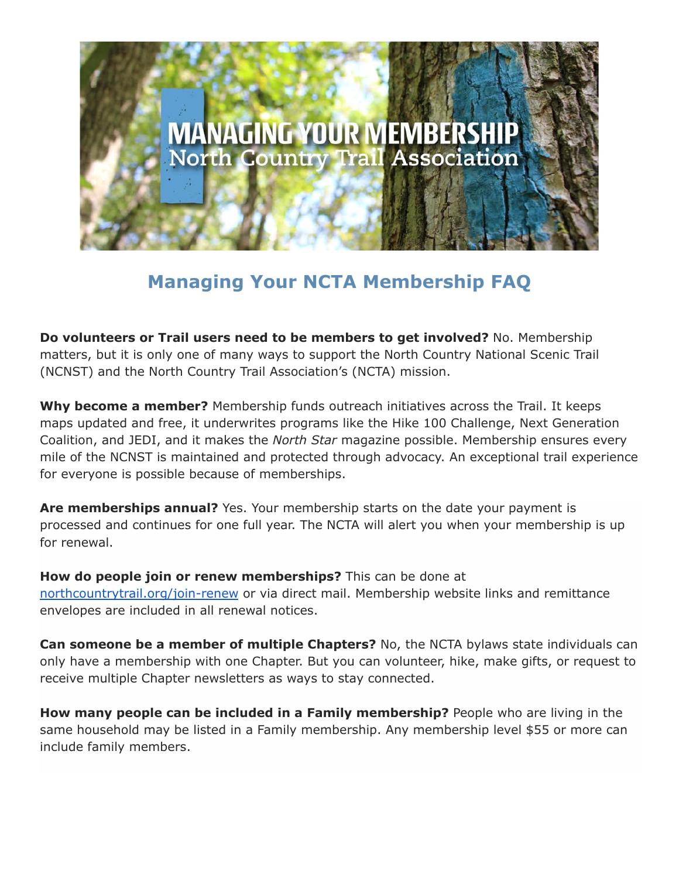# Managing Your NCTA Membership FAQ

**Do volunteers or Trail users need to be members to get involved?** No. Membership matters, but it is only one of many ways to support the North Country National Scenic Trail (NCNST) and the North Country Trail Association's (NCTA) mission.

**Why become a member?** Membership funds outreach initiatives across the Trail. It keeps maps updated and free, it underwrites programs like the Hike 100 Challenge, Next Generation Coalition, and JEDI, and it makes the *North Star* magazine possible. Membership ensures every mile of the NCNST is maintained and protected through advocacy. An exceptional trail experience for everyone is possible because of memberships.

**Are memberships annual?** Yes. Your membership starts on the date your payment is processed and continues for one full year. The NCTA will alert you when your membership is up for renewal.

**How do people join or renew memberships?** This can be done at [northcountrytrail.org/join-renew](northcountrytrail.org/join-renew) or via direct mail. Membership website links and remittance envelopes are included in all renewal notices.

**Can someone be a member of multiple Chapters?** No, the NCTA bylaws state individuals can only have a membership with one Chapter. But you can volunteer, hike, make gifts, or request to receive multiple Chapter newsletters as ways to stay connected.

**How many people can be included in a Family membership?** People who are living in the same household may be listed in a Family membership. Any membership level $55 or more can include family members.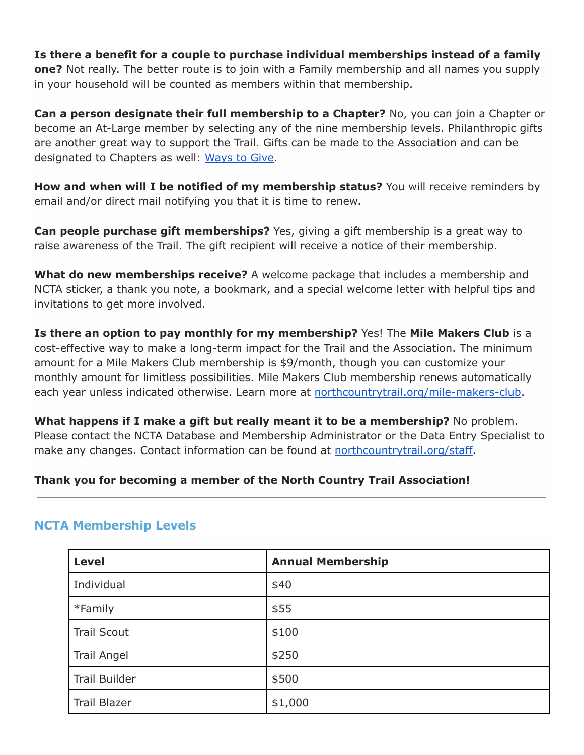**Is there a benefit for a couple to purchase individual memberships instead of a family one?** Not really. The better route is to join with a Family membership and all names you supply in your household will be counted as members within that membership.

**Can a person designate their full membership to a Chapter?** No, you can join a Chapter or become an At-Large member by selecting any of the nine membership levels. Philanthropic gifts are another great way to support the Trail. Gifts can be made to the Association and can be designated to Chapters as well: [Ways to Give](#).

**How and when will I be notified of my membership status?** You will receive reminders by email and/or direct mail notifying you that it is time to renew.

**Can people purchase gift memberships?** Yes, giving a gift membership is a great way to raise awareness of the Trail. The gift recipient will receive a notice of their membership.

**What do new memberships receive?** A welcome package that includes a membership and NCTA sticker, a thank you note, a bookmark, and a special welcome letter with helpful tips and invitations to get more involved.

**Is there an option to pay monthly for my membership?** Yes! The **Mile Makers Club** is a cost-effective way to make a long-term impact for the Trail and the Association. The minimum amount for a Mile Makers Club membership is $9/month, though you can customize your monthly amount for limitless possibilities. Mile Makers Club membership renews automatically each year unless indicated otherwise. Learn more at northcountrytrail.org/mile-makers-club.

**What happens if I make a gift but really meant it to be a membership?** No problem. Please contact the NCTA Database and Membership Administrator or the Data Entry Specialist to make any changes. Contact information can be found at northcountrytrail.org/staff.

**Thank you for becoming a member of the North Country Trail Association!**

---

## NCTA Membership Levels

| Level | Annual Membership |
|---|---|
| Individual | $40 |
| *Family | $55 |
| Trail Scout | $100 |
| Trail Angel | $250 |
| Trail Builder | $500 |
| Trail Blazer | $1,000 |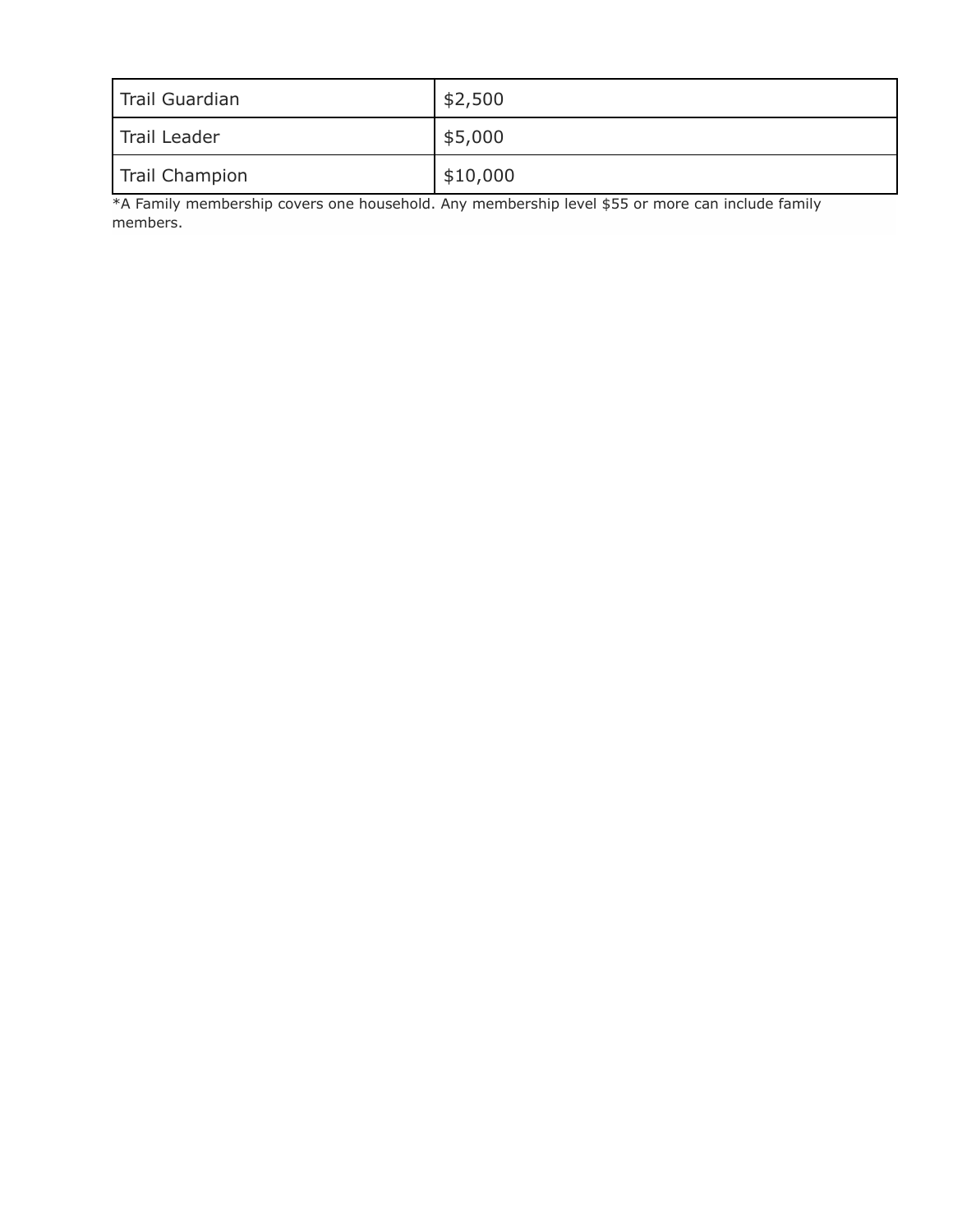| | |
|---|---|
| Trail Guardian | $2,500 |
| Trail Leader | $5,000 |
| Trail Champion | $10,000 |

*A Family membership covers one household. Any membership level $55 or more can include family members.